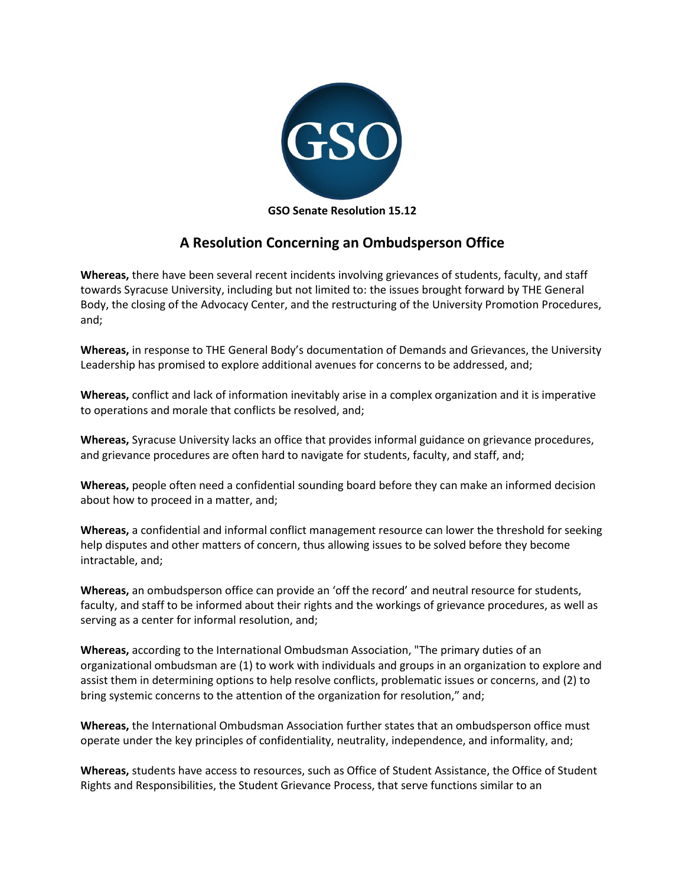**GSO Senate Resolution 15.12**

## A Resolution Concerning an Ombudsperson Office

**Whereas,** there have been several recent incidents involving grievances of students, faculty, and staff towards Syracuse University, including but not limited to: the issues brought forward by THE General Body, the closing of the Advocacy Center, and the restructuring of the University Promotion Procedures, and;

**Whereas,** in response to THE General Body's documentation of Demands and Grievances, the University Leadership has promised to explore additional avenues for concerns to be addressed, and;

**Whereas,** conflict and lack of information inevitably arise in a complex organization and it is imperative to operations and morale that conflicts be resolved, and;

**Whereas,** Syracuse University lacks an office that provides informal guidance on grievance procedures, and grievance procedures are often hard to navigate for students, faculty, and staff, and;

**Whereas,** people often need a confidential sounding board before they can make an informed decision about how to proceed in a matter, and;

**Whereas,** a confidential and informal conflict management resource can lower the threshold for seeking help disputes and other matters of concern, thus allowing issues to be solved before they become intractable, and;

**Whereas,** an ombudsperson office can provide an 'off the record' and neutral resource for students, faculty, and staff to be informed about their rights and the workings of grievance procedures, as well as serving as a center for informal resolution, and;

**Whereas,** according to the International Ombudsman Association, "The primary duties of an organizational ombudsman are (1) to work with individuals and groups in an organization to explore and assist them in determining options to help resolve conflicts, problematic issues or concerns, and (2) to bring systemic concerns to the attention of the organization for resolution," and;

**Whereas,** the International Ombudsman Association further states that an ombudsperson office must operate under the key principles of confidentiality, neutrality, independence, and informality, and;

**Whereas,** students have access to resources, such as Office of Student Assistance, the Office of Student Rights and Responsibilities, the Student Grievance Process, that serve functions similar to an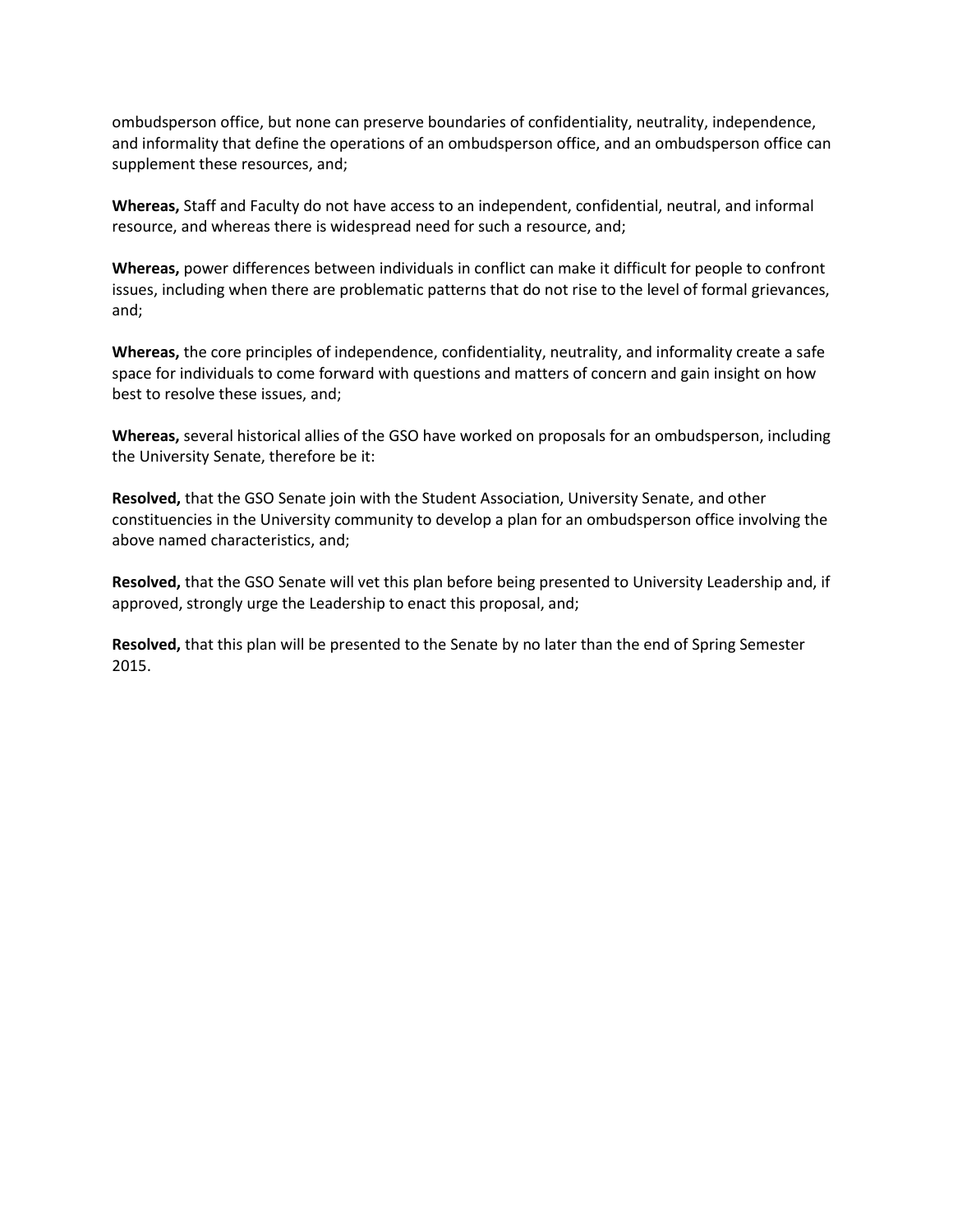ombudsperson office, but none can preserve boundaries of confidentiality, neutrality, independence, and informality that define the operations of an ombudsperson office, and an ombudsperson office can supplement these resources, and;

**Whereas,** Staff and Faculty do not have access to an independent, confidential, neutral, and informal resource, and whereas there is widespread need for such a resource, and;

**Whereas,** power differences between individuals in conflict can make it difficult for people to confront issues, including when there are problematic patterns that do not rise to the level of formal grievances, and;

**Whereas,** the core principles of independence, confidentiality, neutrality, and informality create a safe space for individuals to come forward with questions and matters of concern and gain insight on how best to resolve these issues, and;

**Whereas,** several historical allies of the GSO have worked on proposals for an ombudsperson, including the University Senate, therefore be it:

**Resolved,** that the GSO Senate join with the Student Association, University Senate, and other constituencies in the University community to develop a plan for an ombudsperson office involving the above named characteristics, and;

**Resolved,** that the GSO Senate will vet this plan before being presented to University Leadership and, if approved, strongly urge the Leadership to enact this proposal, and;

**Resolved,** that this plan will be presented to the Senate by no later than the end of Spring Semester 2015.